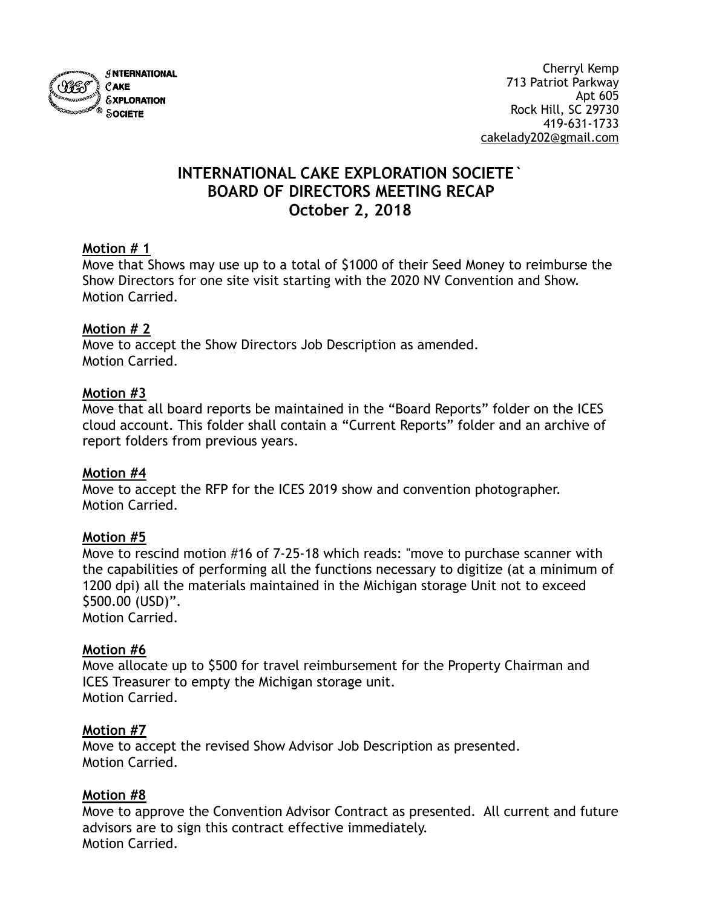INTERNATIONAL CAKE EXPLORATION SOCIETE

Cherryl Kemp
713 Patriot Parkway
Apt 605
Rock Hill, SC 29730
419-631-1733
cakelady202@gmail.com

# INTERNATIONAL CAKE EXPLORATION SOCIETE`
## BOARD OF DIRECTORS MEETING RECAP
## October 2, 2018

**Motion # 1**
Move that Shows may use up to a total of $1000 of their Seed Money to reimburse the Show Directors for one site visit starting with the 2020 NV Convention and Show.
Motion Carried.

**Motion # 2**
Move to accept the Show Directors Job Description as amended.
Motion Carried.

**Motion #3**
Move that all board reports be maintained in the "Board Reports" folder on the ICES cloud account. This folder shall contain a "Current Reports" folder and an archive of report folders from previous years.

**Motion #4**
Move to accept the RFP for the ICES 2019 show and convention photographer.
Motion Carried.

**Motion #5**
Move to rescind motion #16 of 7-25-18 which reads: "move to purchase scanner with the capabilities of performing all the functions necessary to digitize (at a minimum of 1200 dpi) all the materials maintained in the Michigan storage Unit not to exceed $500.00 (USD)".
Motion Carried.

**Motion #6**
Move allocate up to $500 for travel reimbursement for the Property Chairman and ICES Treasurer to empty the Michigan storage unit.
Motion Carried.

**Motion #7**
Move to accept the revised Show Advisor Job Description as presented.
Motion Carried.

**Motion #8**
Move to approve the Convention Advisor Contract as presented. All current and future advisors are to sign this contract effective immediately.
Motion Carried.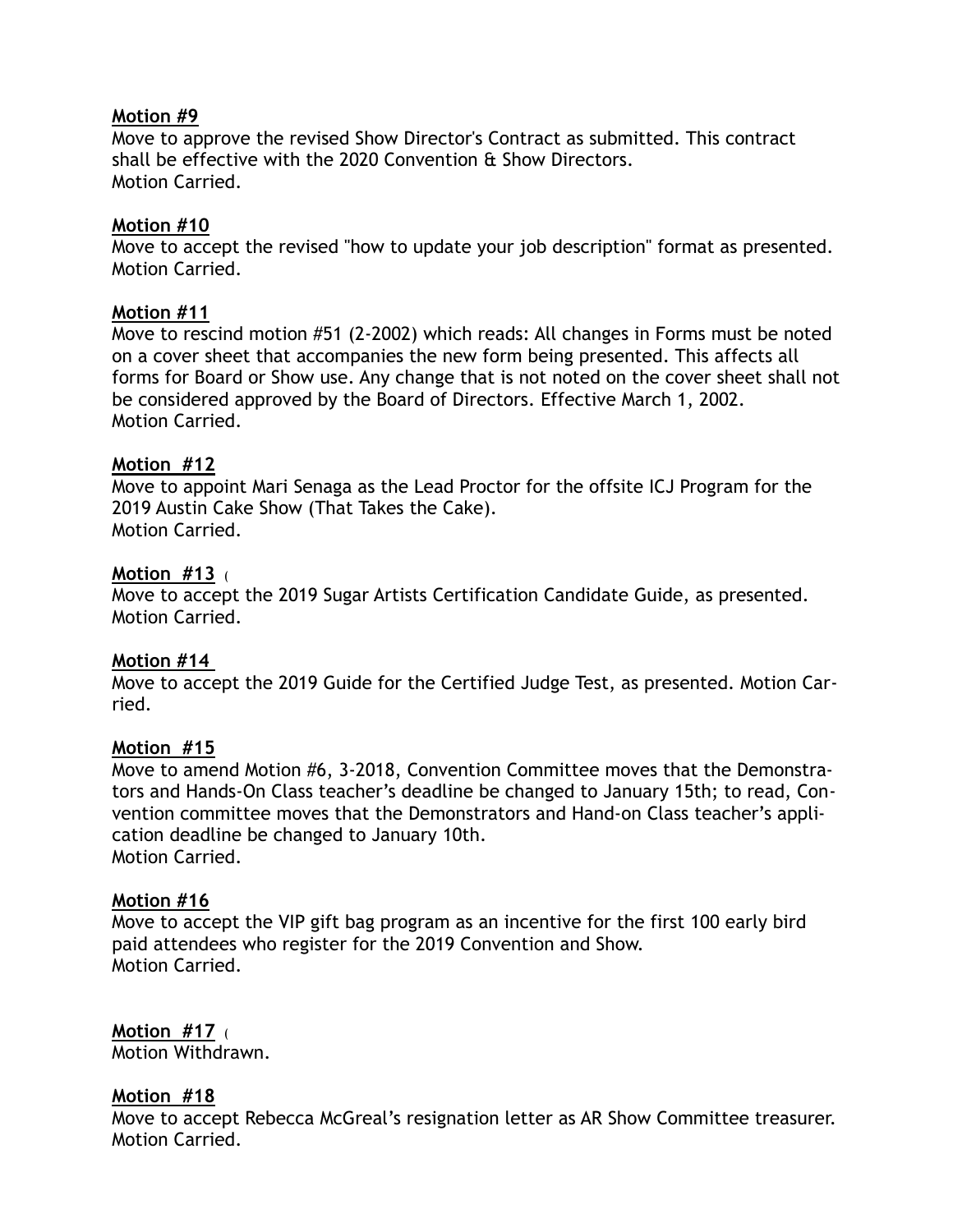**Motion #9**
Move to approve the revised Show Director's Contract as submitted. This contract shall be effective with the 2020 Convention & Show Directors.
Motion Carried.

**Motion #10**
Move to accept the revised "how to update your job description" format as presented.
Motion Carried.

**Motion #11**
Move to rescind motion #51 (2-2002) which reads: All changes in Forms must be noted on a cover sheet that accompanies the new form being presented. This affects all forms for Board or Show use. Any change that is not noted on the cover sheet shall not be considered approved by the Board of Directors. Effective March 1, 2002.
Motion Carried.

**Motion #12**
Move to appoint Mari Senaga as the Lead Proctor for the offsite ICJ Program for the 2019 Austin Cake Show (That Takes the Cake).
Motion Carried.

**Motion #13** (
Move to accept the 2019 Sugar Artists Certification Candidate Guide, as presented.
Motion Carried.

**Motion #14**
Move to accept the 2019 Guide for the Certified Judge Test, as presented. Motion Carried.

**Motion #15**
Move to amend Motion #6, 3-2018, Convention Committee moves that the Demonstrators and Hands-On Class teacher's deadline be changed to January 15th; to read, Convention committee moves that the Demonstrators and Hand-on Class teacher's application deadline be changed to January 10th.
Motion Carried.

**Motion #16**
Move to accept the VIP gift bag program as an incentive for the first 100 early bird paid attendees who register for the 2019 Convention and Show.
Motion Carried.

**Motion #17** (
Motion Withdrawn.

**Motion #18**
Move to accept Rebecca McGreal's resignation letter as AR Show Committee treasurer.
Motion Carried.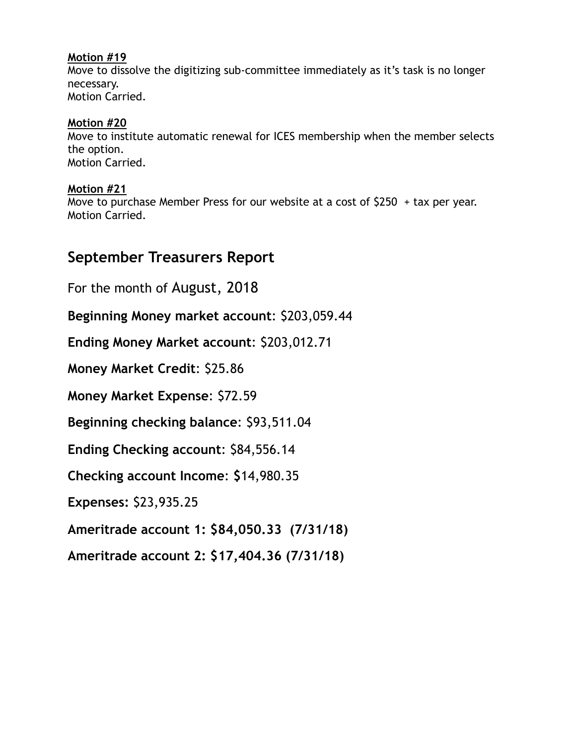**Motion #19**
Move to dissolve the digitizing sub-committee immediately as it's task is no longer necessary.
Motion Carried.

**Motion #20**
Move to institute automatic renewal for ICES membership when the member selects the option.
Motion Carried.

**Motion #21**
Move to purchase Member Press for our website at a cost of $250 + tax per year.
Motion Carried.

## September Treasurers Report

For the month of August, 2018

**Beginning Money market account**: $203,059.44

**Ending Money Market account**: $203,012.71

**Money Market Credit**: $25.86

**Money Market Expense**: $72.59

**Beginning checking balance**: $93,511.04

**Ending Checking account**: $84,556.14

**Checking account Income**: **$**14,980.35

**Expenses:** $23,935.25

**Ameritrade account 1: $84,050.33 (7/31/18)**

**Ameritrade account 2: $17,404.36 (7/31/18)**